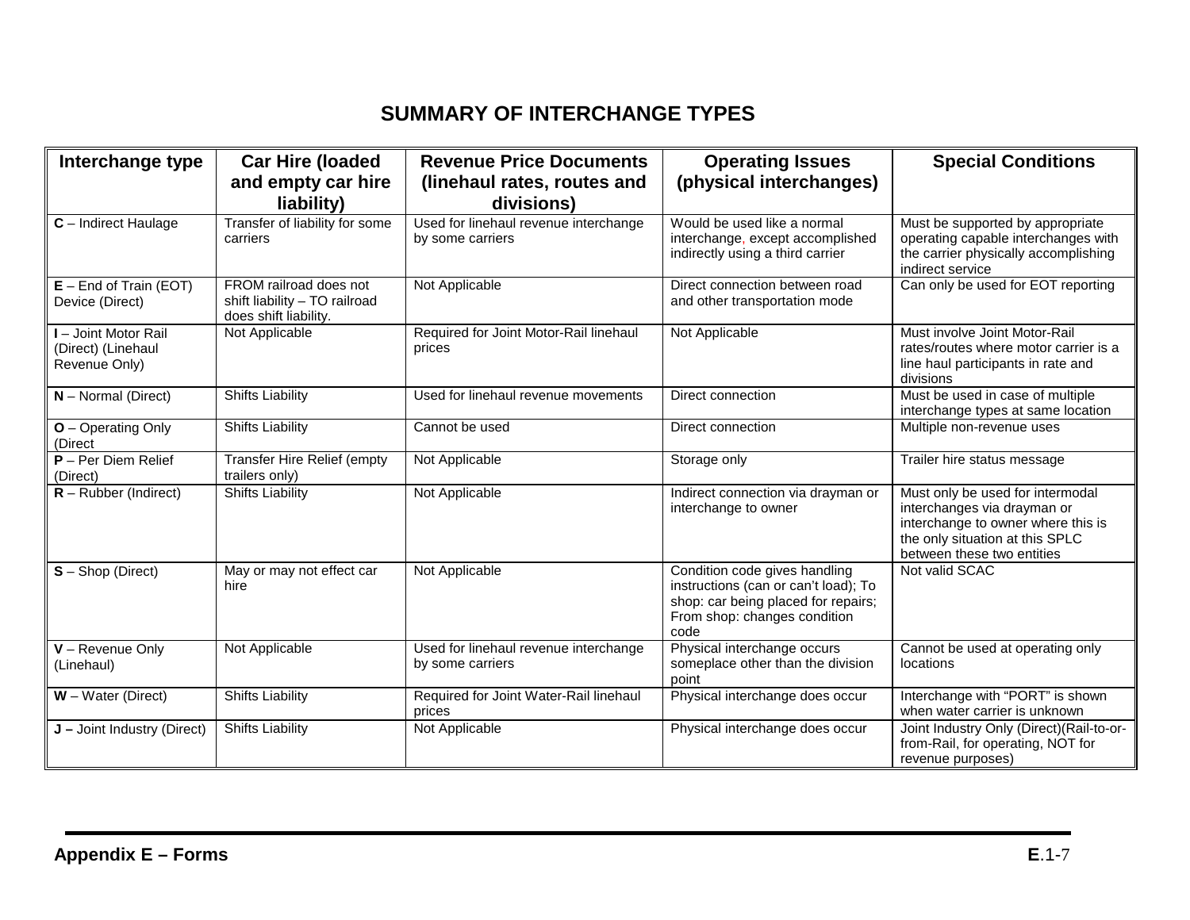# SUMMARY OF INTERCHANGE TYPES

| Interchange type | Car Hire (loaded and empty car hire liability) | Revenue Price Documents (linehaul rates, routes and divisions) | Operating Issues (physical interchanges) | Special Conditions |
|---|---|---|---|---|
| **C** – Indirect Haulage | Transfer of liability for some carriers | Used for linehaul revenue interchange by some carriers | Would be used like a normal interchange, except accomplished indirectly using a third carrier | Must be supported by appropriate operating capable interchanges with the carrier physically accomplishing indirect service |
| **E** – End of Train (EOT) Device (Direct) | FROM railroad does not shift liability – TO railroad does shift liability. | Not Applicable | Direct connection between road and other transportation mode | Can only be used for EOT reporting |
| **I** – Joint Motor Rail (Direct) (Linehaul Revenue Only) | Not Applicable | Required for Joint Motor-Rail linehaul prices | Not Applicable | Must involve Joint Motor-Rail rates/routes where motor carrier is a line haul participants in rate and divisions |
| **N** – Normal (Direct) | Shifts Liability | Used for linehaul revenue movements | Direct connection | Must be used in case of multiple interchange types at same location |
| **O** – Operating Only (Direct | Shifts Liability | Cannot be used | Direct connection | Multiple non-revenue uses |
| **P** – Per Diem Relief (Direct) | Transfer Hire Relief (empty trailers only) | Not Applicable | Storage only | Trailer hire status message |
| **R** – Rubber (Indirect) | Shifts Liability | Not Applicable | Indirect connection via drayman or interchange to owner | Must only be used for intermodal interchanges via drayman or interchange to owner where this is the only situation at this SPLC between these two entities |
| **S** – Shop (Direct) | May or may not effect car hire | Not Applicable | Condition code gives handling instructions (can or can't load); To shop: car being placed for repairs; From shop: changes condition code | Not valid SCAC |
| **V** – Revenue Only (Linehaul) | Not Applicable | Used for linehaul revenue interchange by some carriers | Physical interchange occurs someplace other than the division point | Cannot be used at operating only locations |
| **W** – Water (Direct) | Shifts Liability | Required for Joint Water-Rail linehaul prices | Physical interchange does occur | Interchange with "PORT" is shown when water carrier is unknown |
| **J –** Joint Industry (Direct) | Shifts Liability | Not Applicable | Physical interchange does occur | Joint Industry Only (Direct)(Rail-to-or-from-Rail, for operating, NOT for revenue purposes) |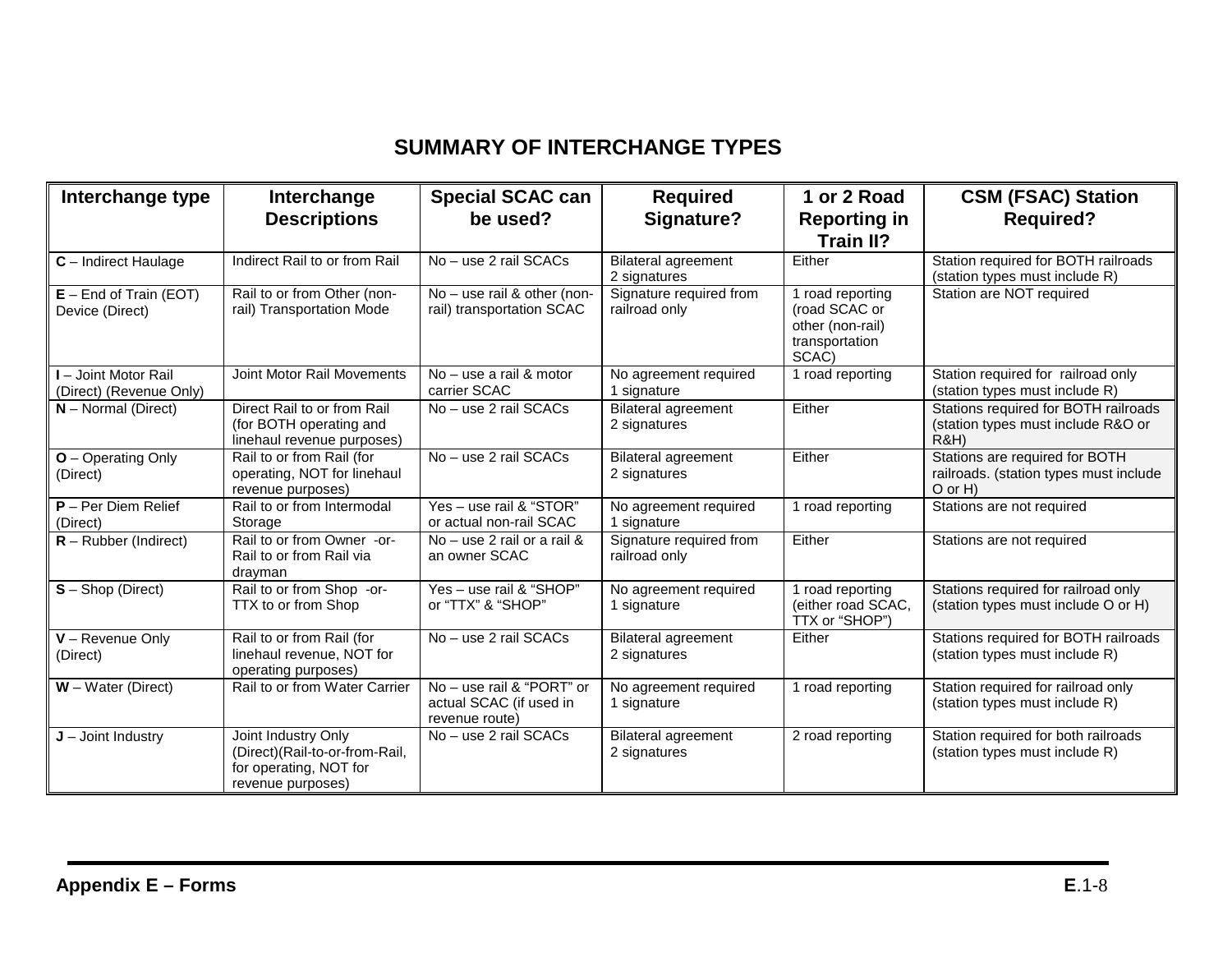## SUMMARY OF INTERCHANGE TYPES

| Interchange type | Interchange Descriptions | Special SCAC can be used? | Required Signature? | 1 or 2 Road Reporting in Train II? | CSM (FSAC) Station Required? |
|---|---|---|---|---|---|
| **C** – Indirect Haulage | Indirect Rail to or from Rail | No – use 2 rail SCACs | Bilateral agreement 2 signatures | Either | Station required for BOTH railroads (station types must include R) |
| **E** – End of Train (EOT) Device (Direct) | Rail to or from Other (non-rail) Transportation Mode | No – use rail & other (non-rail) transportation SCAC | Signature required from railroad only | 1 road reporting (road SCAC or other (non-rail) transportation SCAC) | Station are NOT required |
| **I** – Joint Motor Rail (Direct) (Revenue Only) | Joint Motor Rail Movements | No – use a rail & motor carrier SCAC | No agreement required 1 signature | 1 road reporting | Station required for railroad only (station types must include R) |
| **N** – Normal (Direct) | Direct Rail to or from Rail (for BOTH operating and linehaul revenue purposes) | No – use 2 rail SCACs | Bilateral agreement 2 signatures | Either | Stations required for BOTH railroads (station types must include R&O or R&H) |
| **O** – Operating Only (Direct) | Rail to or from Rail (for operating, NOT for linehaul revenue purposes) | No – use 2 rail SCACs | Bilateral agreement 2 signatures | Either | Stations are required for BOTH railroads. (station types must include O or H) |
| **P** – Per Diem Relief (Direct) | Rail to or from Intermodal Storage | Yes – use rail & "STOR" or actual non-rail SCAC | No agreement required 1 signature | 1 road reporting | Stations are not required |
| **R** – Rubber (Indirect) | Rail to or from Owner -or- Rail to or from Rail via drayman | No – use 2 rail or a rail & an owner SCAC | Signature required from railroad only | Either | Stations are not required |
| **S** – Shop (Direct) | Rail to or from Shop -or- TTX to or from Shop | Yes – use rail & "SHOP" or "TTX" & "SHOP" | No agreement required 1 signature | 1 road reporting (either road SCAC, TTX or "SHOP") | Stations required for railroad only (station types must include O or H) |
| **V** – Revenue Only (Direct) | Rail to or from Rail (for linehaul revenue, NOT for operating purposes) | No – use 2 rail SCACs | Bilateral agreement 2 signatures | Either | Stations required for BOTH railroads (station types must include R) |
| **W** – Water (Direct) | Rail to or from Water Carrier | No – use rail & "PORT" or actual SCAC (if used in revenue route) | No agreement required 1 signature | 1 road reporting | Station required for railroad only (station types must include R) |
| **J** – Joint Industry | Joint Industry Only (Direct)(Rail-to-or-from-Rail, for operating, NOT for revenue purposes) | No – use 2 rail SCACs | Bilateral agreement 2 signatures | 2 road reporting | Station required for both railroads (station types must include R) |